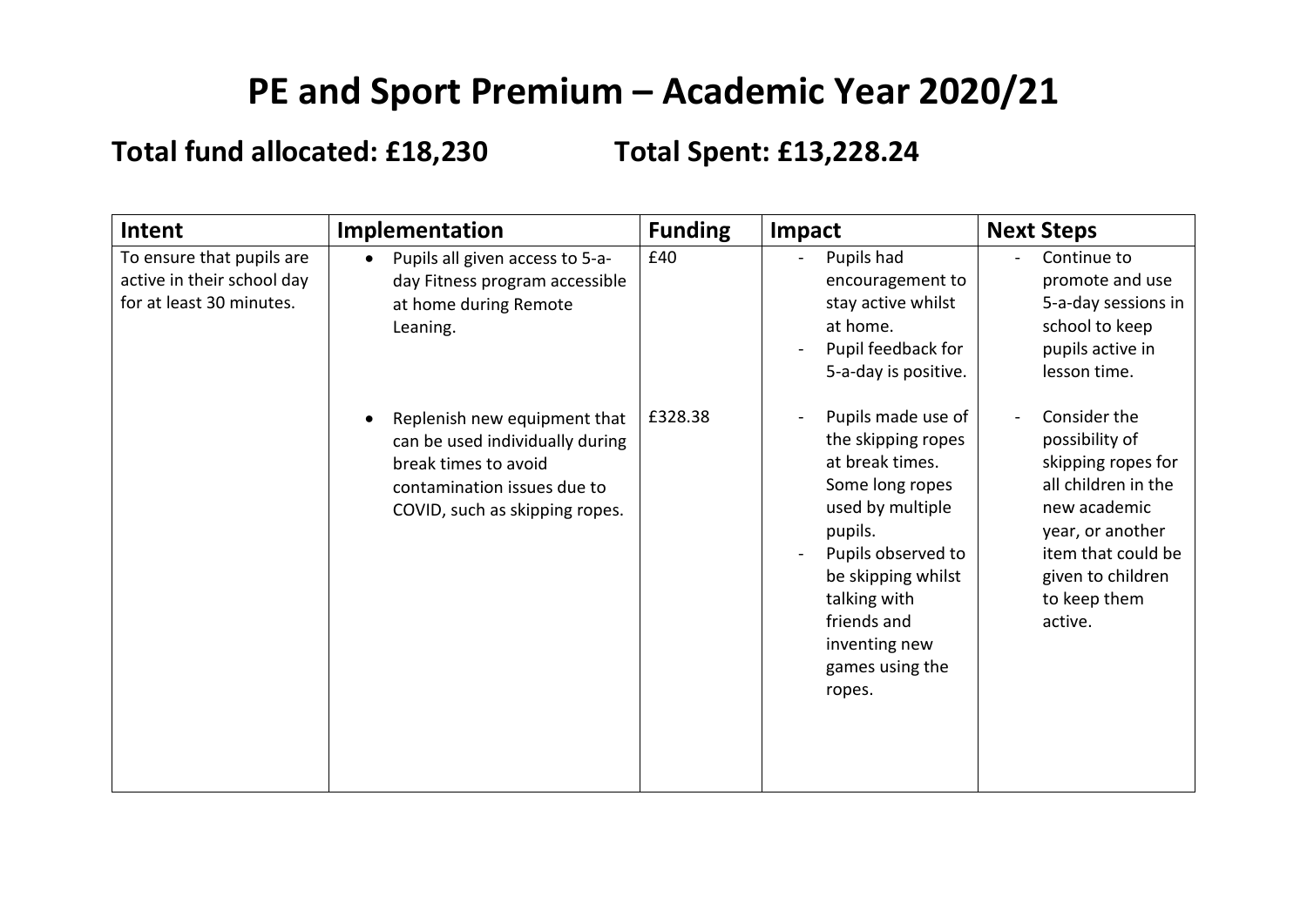# PE and Sport Premium – Academic Year 2020/21

## Total fund allocated: £18,230 Total Spent: £13,228.24

| Intent | Implementation | Funding | Impact | Next Steps |
|---|---|---|---|---|
| To ensure that pupils are active in their school day for at least 30 minutes. | • Pupils all given access to 5-a-day Fitness program accessible at home during Remote Leaning. | £40 | - Pupils had encouragement to stay active whilst at home.<br>- Pupil feedback for 5-a-day is positive. | - Continue to promote and use 5-a-day sessions in school to keep pupils active in lesson time. |
| | • Replenish new equipment that can be used individually during break times to avoid contamination issues due to COVID, such as skipping ropes. | £328.38 | - Pupils made use of the skipping ropes at break times. Some long ropes used by multiple pupils.<br>- Pupils observed to be skipping whilst talking with friends and inventing new games using the ropes. | - Consider the possibility of skipping ropes for all children in the new academic year, or another item that could be given to children to keep them active. |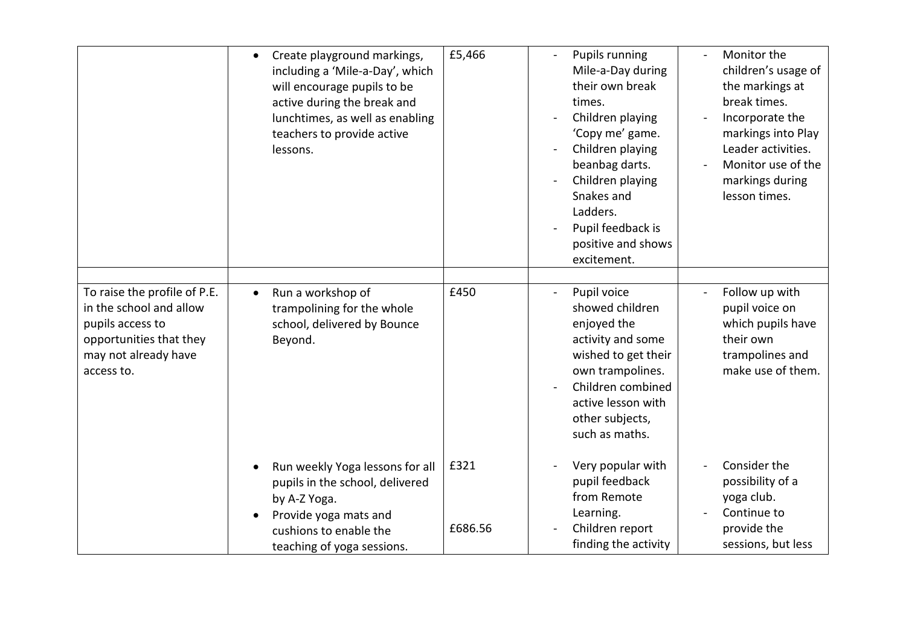| | | | | |
|---|---|---|---|---|
| | • Create playground markings, including a 'Mile-a-Day', which will encourage pupils to be active during the break and lunchtimes, as well as enabling teachers to provide active lessons. | £5,466 | - Pupils running Mile-a-Day during their own break times.<br>- Children playing 'Copy me' game.<br>- Children playing beanbag darts.<br>- Children playing Snakes and Ladders.<br>- Pupil feedback is positive and shows excitement. | - Monitor the children's usage of the markings at break times.<br>- Incorporate the markings into Play Leader activities.<br>- Monitor use of the markings during lesson times. |
| | | | | |
| To raise the profile of P.E. in the school and allow pupils access to opportunities that they may not already have access to. | • Run a workshop of trampolining for the whole school, delivered by Bounce Beyond. | £450 | - Pupil voice showed children enjoyed the activity and some wished to get their own trampolines.<br>- Children combined active lesson with other subjects, such as maths. | - Follow up with pupil voice on which pupils have their own trampolines and make use of them. |
| | • Run weekly Yoga lessons for all pupils in the school, delivered by A-Z Yoga.<br>• Provide yoga mats and cushions to enable the teaching of yoga sessions. | £321<br><br>£686.56 | - Very popular with pupil feedback from Remote Learning.<br>- Children report finding the activity | - Consider the possibility of a yoga club.<br>- Continue to provide the sessions, but less |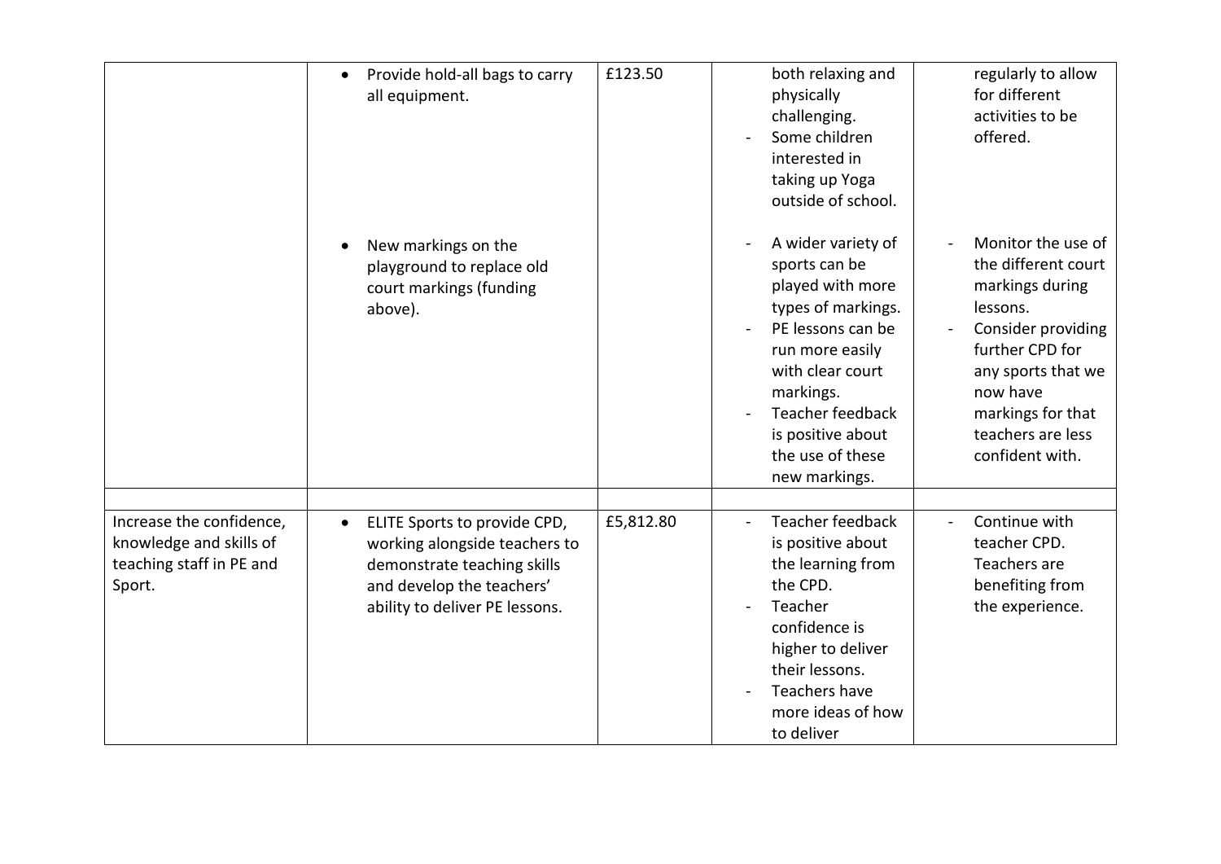| | | | | |
|---|---|---|---|---|
| | • Provide hold-all bags to carry all equipment. | £123.50 | both relaxing and physically challenging.<br>- Some children interested in taking up Yoga outside of school. | regularly to allow for different activities to be offered. |
| | • New markings on the playground to replace old court markings (funding above). | | - A wider variety of sports can be played with more types of markings.<br>- PE lessons can be run more easily with clear court markings.<br>- Teacher feedback is positive about the use of these new markings. | - Monitor the use of the different court markings during lessons.<br>- Consider providing further CPD for any sports that we now have markings for that teachers are less confident with. |
| | | | | |
| Increase the confidence, knowledge and skills of teaching staff in PE and Sport. | • ELITE Sports to provide CPD, working alongside teachers to demonstrate teaching skills and develop the teachers' ability to deliver PE lessons. | £5,812.80 | - Teacher feedback is positive about the learning from the CPD.<br>- Teacher confidence is higher to deliver their lessons.<br>- Teachers have more ideas of how to deliver | - Continue with teacher CPD. Teachers are benefiting from the experience. |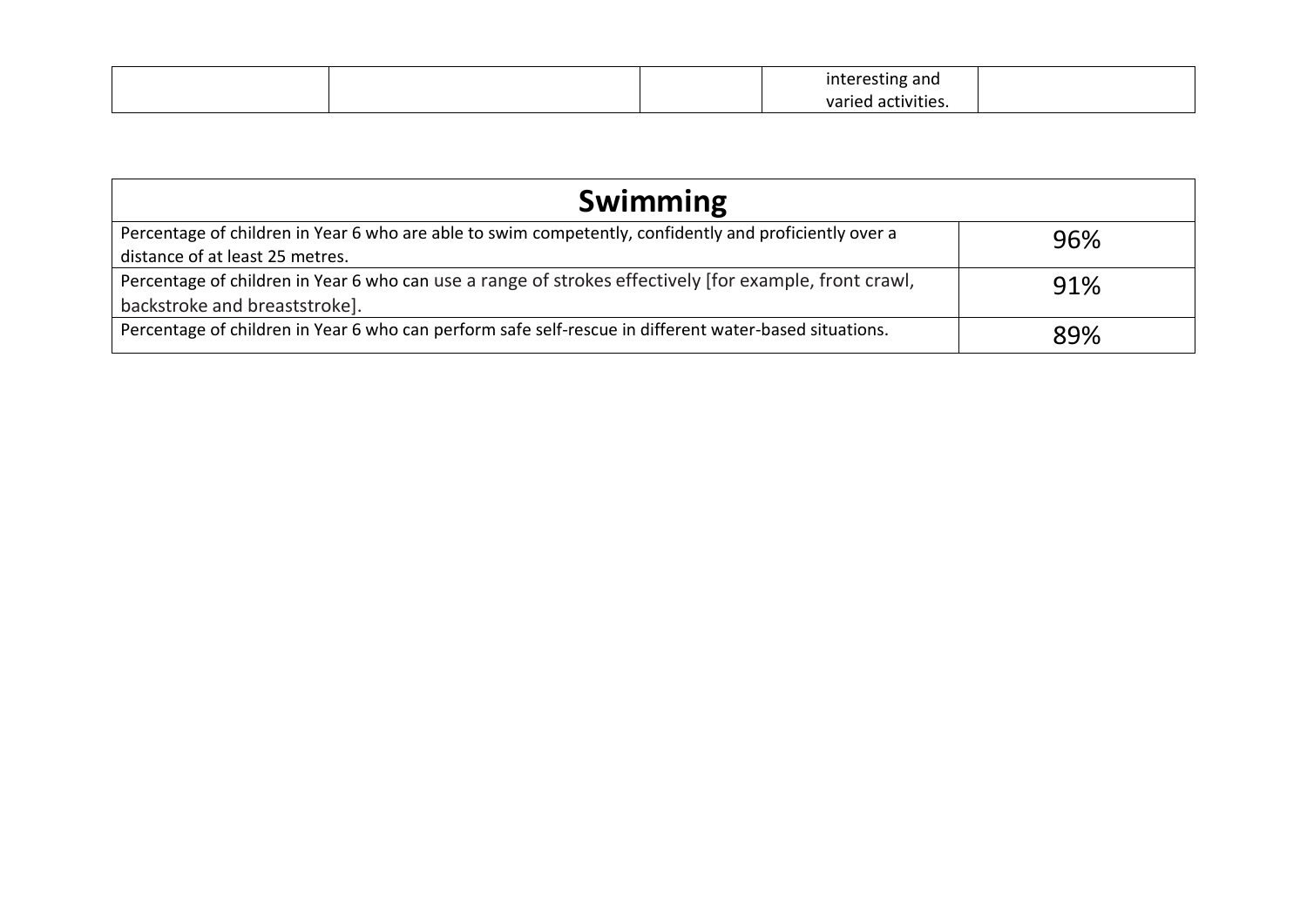| | | | | |
|---|---|---|---|---|
| | | | interesting and varied activities. | |

| Swimming | |
|---|---|
| Percentage of children in Year 6 who are able to swim competently, confidently and proficiently over a distance of at least 25 metres. | 96% |
| Percentage of children in Year 6 who can use a range of strokes effectively [for example, front crawl, backstroke and breaststroke]. | 91% |
| Percentage of children in Year 6 who can perform safe self-rescue in different water-based situations. | 89% |